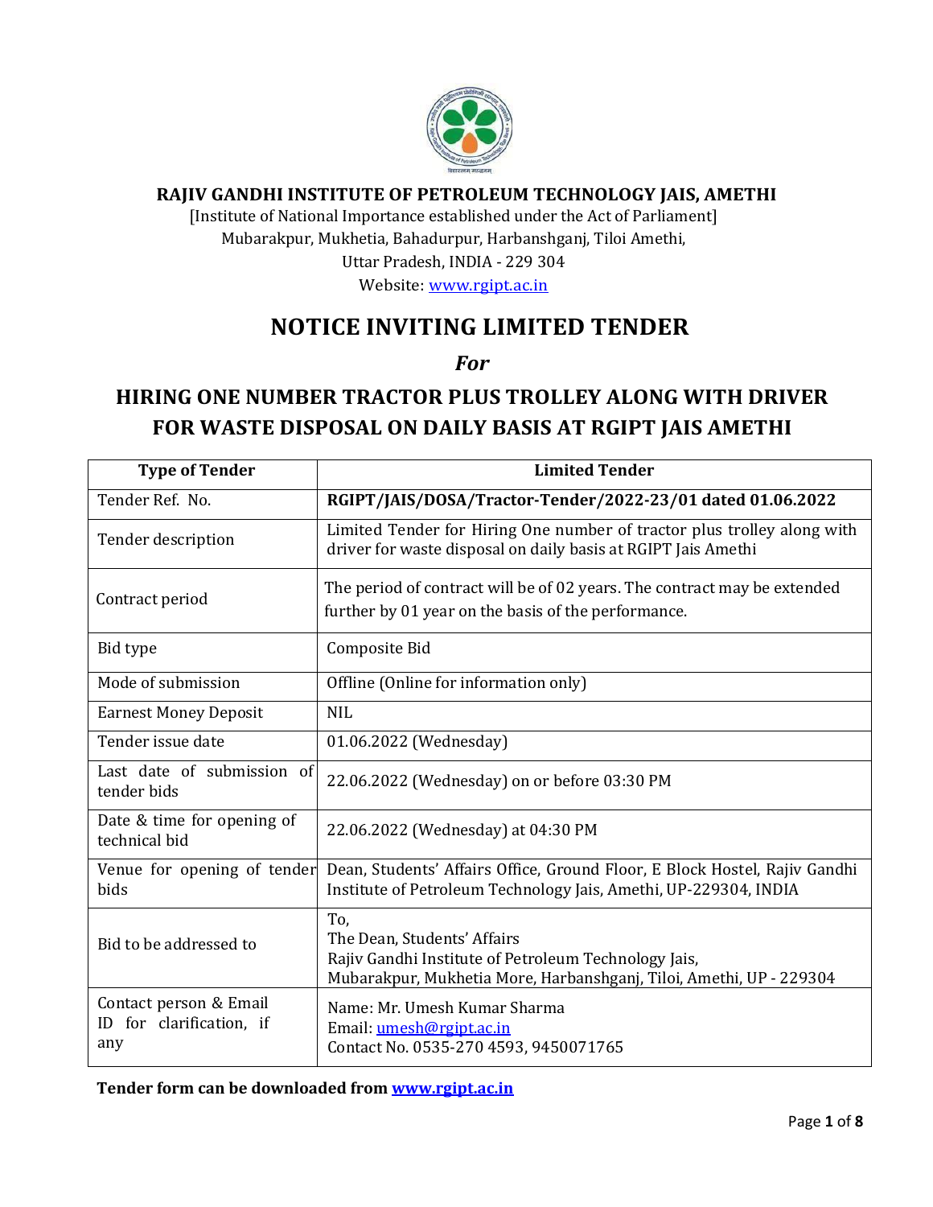**RAJIV GANDHI INSTITUTE OF PETROLEUM TECHNOLOGY JAIS, AMETHI**

[Institute of National Importance established under the Act of Parliament]
Mubarakpur, Mukhetia, Bahadurpur, Harbanshganj, Tiloi Amethi,
Uttar Pradesh, INDIA - 229 304
Website: www.rgipt.ac.in

# NOTICE INVITING LIMITED TENDER

*For*

## HIRING ONE NUMBER TRACTOR PLUS TROLLEY ALONG WITH DRIVER FOR WASTE DISPOSAL ON DAILY BASIS AT RGIPT JAIS AMETHI

| Type of Tender | Limited Tender |
|---|---|
| Tender Ref. No. | **RGIPT/JAIS/DOSA/Tractor-Tender/2022-23/01 dated 01.06.2022** |
| Tender description | Limited Tender for Hiring One number of tractor plus trolley along with driver for waste disposal on daily basis at RGIPT Jais Amethi |
| Contract period | The period of contract will be of 02 years. The contract may be extended further by 01 year on the basis of the performance. |
| Bid type | Composite Bid |
| Mode of submission | Offline (Online for information only) |
| Earnest Money Deposit | NIL |
| Tender issue date | 01.06.2022 (Wednesday) |
| Last date of submission of tender bids | 22.06.2022 (Wednesday) on or before 03:30 PM |
| Date & time for opening of technical bid | 22.06.2022 (Wednesday) at 04:30 PM |
| Venue for opening of tender bids | Dean, Students' Affairs Office, Ground Floor, E Block Hostel, Rajiv Gandhi Institute of Petroleum Technology Jais, Amethi, UP-229304, INDIA |
| Bid to be addressed to | To, The Dean, Students' Affairs Rajiv Gandhi Institute of Petroleum Technology Jais, Mubarakpur, Mukhetia More, Harbanshganj, Tiloi, Amethi, UP - 229304 |
| Contact person & Email ID for clarification, if any | Name: Mr. Umesh Kumar Sharma Email: umesh@rgipt.ac.in Contact No. 0535-270 4593, 9450071765 |

**Tender form can be downloaded from www.rgipt.ac.in**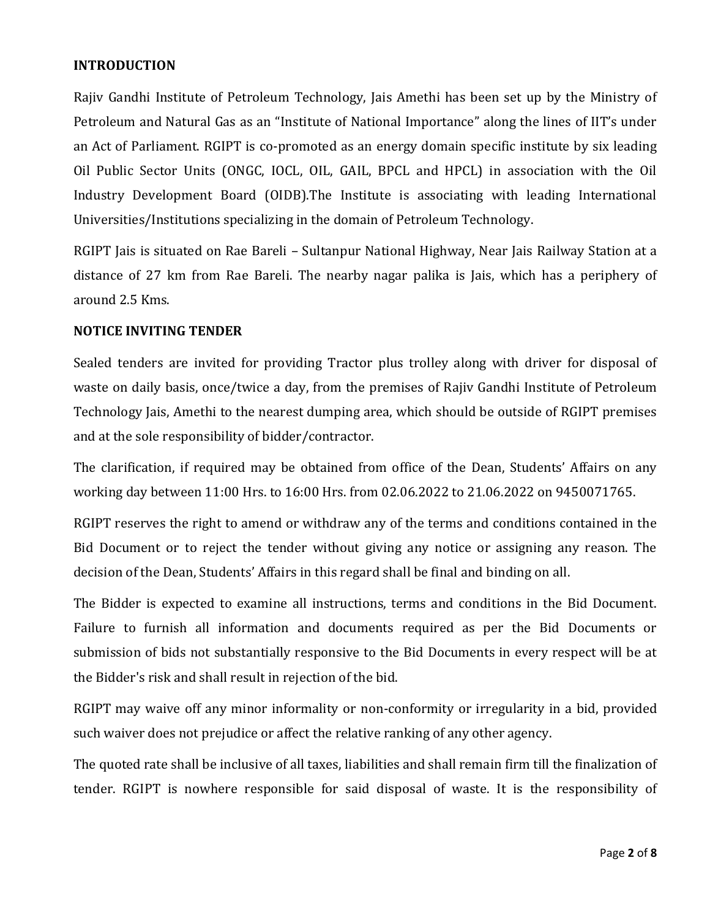**INTRODUCTION**

Rajiv Gandhi Institute of Petroleum Technology, Jais Amethi has been set up by the Ministry of Petroleum and Natural Gas as an "Institute of National Importance" along the lines of IIT's under an Act of Parliament. RGIPT is co-promoted as an energy domain specific institute by six leading Oil Public Sector Units (ONGC, IOCL, OIL, GAIL, BPCL and HPCL) in association with the Oil Industry Development Board (OIDB).The Institute is associating with leading International Universities/Institutions specializing in the domain of Petroleum Technology.

RGIPT Jais is situated on Rae Bareli – Sultanpur National Highway, Near Jais Railway Station at a distance of 27 km from Rae Bareli. The nearby nagar palika is Jais, which has a periphery of around 2.5 Kms.

**NOTICE INVITING TENDER**

Sealed tenders are invited for providing Tractor plus trolley along with driver for disposal of waste on daily basis, once/twice a day, from the premises of Rajiv Gandhi Institute of Petroleum Technology Jais, Amethi to the nearest dumping area, which should be outside of RGIPT premises and at the sole responsibility of bidder/contractor.

The clarification, if required may be obtained from office of the Dean, Students' Affairs on any working day between 11:00 Hrs. to 16:00 Hrs. from 02.06.2022 to 21.06.2022 on 9450071765.

RGIPT reserves the right to amend or withdraw any of the terms and conditions contained in the Bid Document or to reject the tender without giving any notice or assigning any reason. The decision of the Dean, Students' Affairs in this regard shall be final and binding on all.

The Bidder is expected to examine all instructions, terms and conditions in the Bid Document. Failure to furnish all information and documents required as per the Bid Documents or submission of bids not substantially responsive to the Bid Documents in every respect will be at the Bidder's risk and shall result in rejection of the bid.

RGIPT may waive off any minor informality or non-conformity or irregularity in a bid, provided such waiver does not prejudice or affect the relative ranking of any other agency.

The quoted rate shall be inclusive of all taxes, liabilities and shall remain firm till the finalization of tender. RGIPT is nowhere responsible for said disposal of waste. It is the responsibility of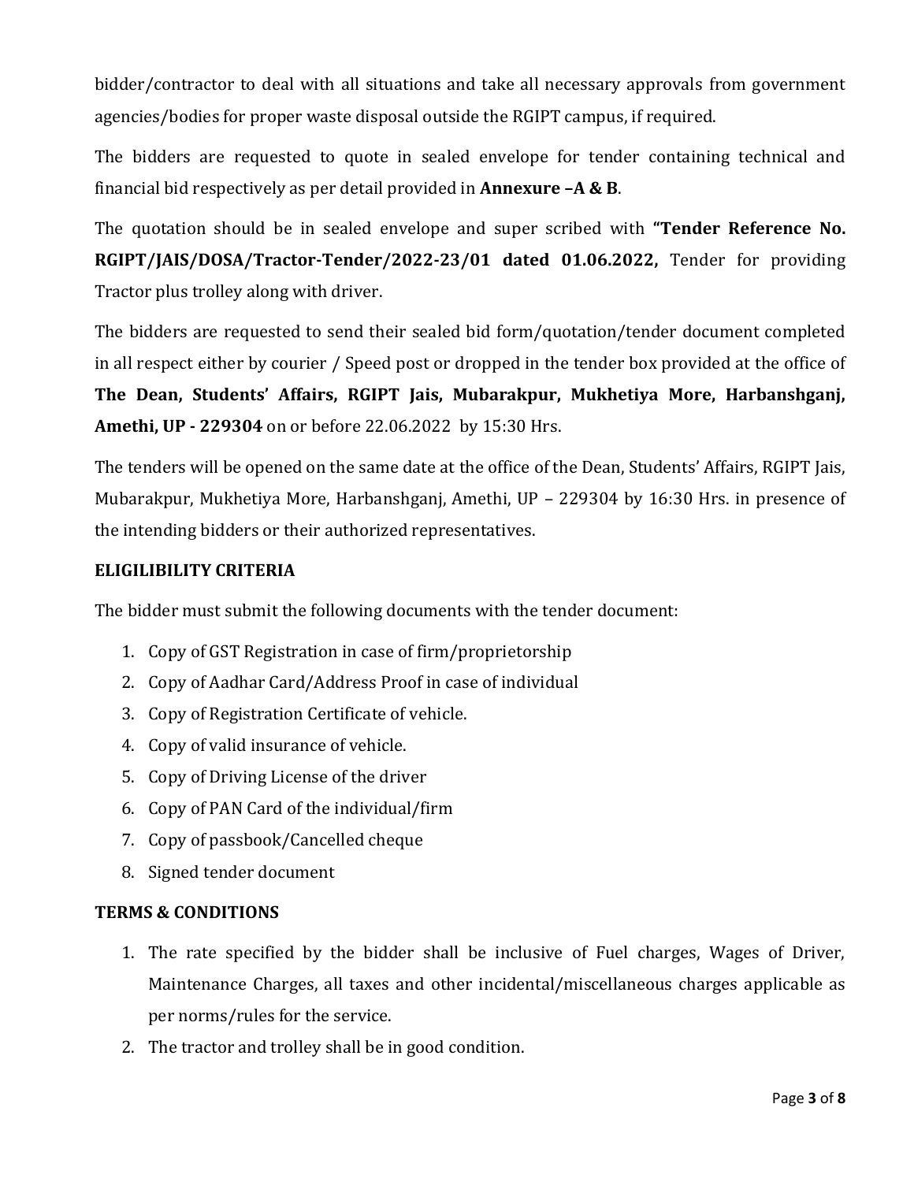bidder/contractor to deal with all situations and take all necessary approvals from government agencies/bodies for proper waste disposal outside the RGIPT campus, if required.

The bidders are requested to quote in sealed envelope for tender containing technical and financial bid respectively as per detail provided in **Annexure –A & B**.

The quotation should be in sealed envelope and super scribed with **"Tender Reference No. RGIPT/JAIS/DOSA/Tractor-Tender/2022-23/01 dated 01.06.2022,** Tender for providing Tractor plus trolley along with driver.

The bidders are requested to send their sealed bid form/quotation/tender document completed in all respect either by courier / Speed post or dropped in the tender box provided at the office of **The Dean, Students' Affairs, RGIPT Jais, Mubarakpur, Mukhetiya More, Harbanshganj, Amethi, UP - 229304** on or before 22.06.2022 by 15:30 Hrs.

The tenders will be opened on the same date at the office of the Dean, Students' Affairs, RGIPT Jais, Mubarakpur, Mukhetiya More, Harbanshganj, Amethi, UP – 229304 by 16:30 Hrs. in presence of the intending bidders or their authorized representatives.

**ELIGILIBILITY CRITERIA**

The bidder must submit the following documents with the tender document:

1. Copy of GST Registration in case of firm/proprietorship
2. Copy of Aadhar Card/Address Proof in case of individual
3. Copy of Registration Certificate of vehicle.
4. Copy of valid insurance of vehicle.
5. Copy of Driving License of the driver
6. Copy of PAN Card of the individual/firm
7. Copy of passbook/Cancelled cheque
8. Signed tender document

**TERMS & CONDITIONS**

1. The rate specified by the bidder shall be inclusive of Fuel charges, Wages of Driver, Maintenance Charges, all taxes and other incidental/miscellaneous charges applicable as per norms/rules for the service.
2. The tractor and trolley shall be in good condition.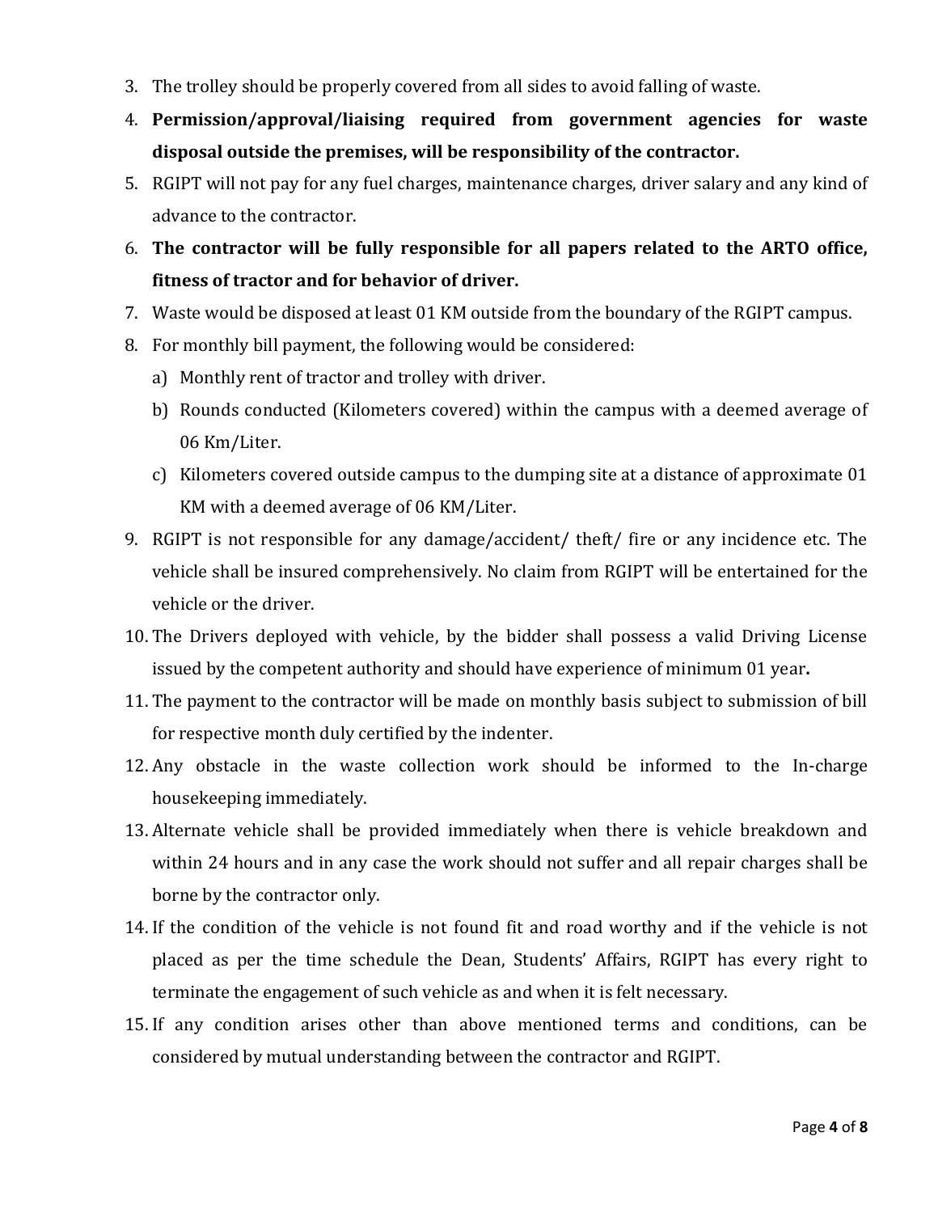3. The trolley should be properly covered from all sides to avoid falling of waste.
4. **Permission/approval/liaising required from government agencies for waste disposal outside the premises, will be responsibility of the contractor.**
5. RGIPT will not pay for any fuel charges, maintenance charges, driver salary and any kind of advance to the contractor.
6. **The contractor will be fully responsible for all papers related to the ARTO office, fitness of tractor and for behavior of driver.**
7. Waste would be disposed at least 01 KM outside from the boundary of the RGIPT campus.
8. For monthly bill payment, the following would be considered:
   a) Monthly rent of tractor and trolley with driver.
   b) Rounds conducted (Kilometers covered) within the campus with a deemed average of 06 Km/Liter.
   c) Kilometers covered outside campus to the dumping site at a distance of approximate 01 KM with a deemed average of 06 KM/Liter.
9. RGIPT is not responsible for any damage/accident/ theft/ fire or any incidence etc. The vehicle shall be insured comprehensively. No claim from RGIPT will be entertained for the vehicle or the driver.
10. The Drivers deployed with vehicle, by the bidder shall possess a valid Driving License issued by the competent authority and should have experience of minimum 01 year**.**
11. The payment to the contractor will be made on monthly basis subject to submission of bill for respective month duly certified by the indenter.
12. Any obstacle in the waste collection work should be informed to the In-charge housekeeping immediately.
13. Alternate vehicle shall be provided immediately when there is vehicle breakdown and within 24 hours and in any case the work should not suffer and all repair charges shall be borne by the contractor only.
14. If the condition of the vehicle is not found fit and road worthy and if the vehicle is not placed as per the time schedule the Dean, Students' Affairs, RGIPT has every right to terminate the engagement of such vehicle as and when it is felt necessary.
15. If any condition arises other than above mentioned terms and conditions, can be considered by mutual understanding between the contractor and RGIPT.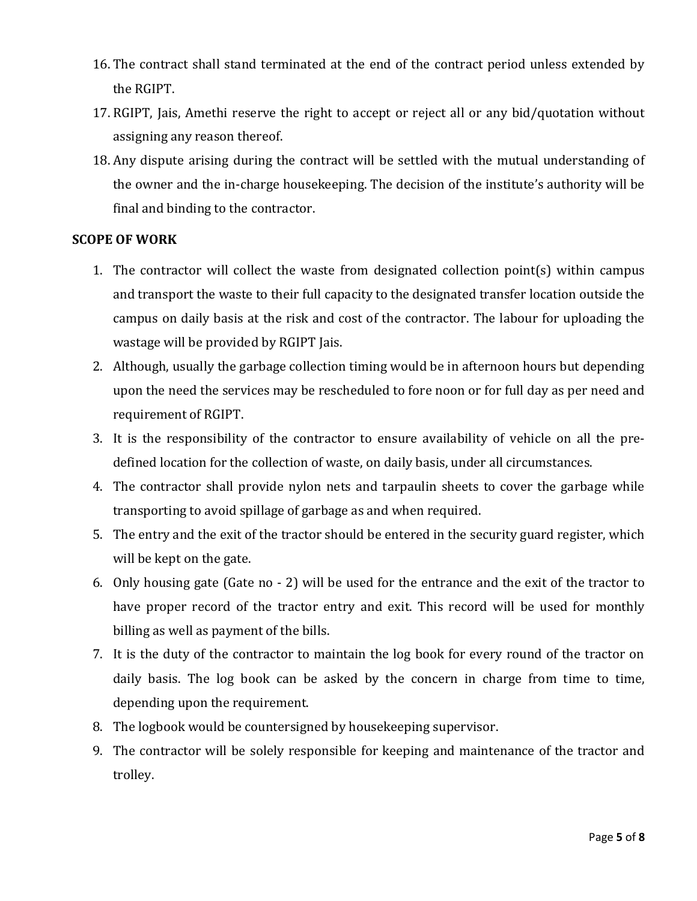16. The contract shall stand terminated at the end of the contract period unless extended by the RGIPT.
17. RGIPT, Jais, Amethi reserve the right to accept or reject all or any bid/quotation without assigning any reason thereof.
18. Any dispute arising during the contract will be settled with the mutual understanding of the owner and the in-charge housekeeping. The decision of the institute's authority will be final and binding to the contractor.

**SCOPE OF WORK**

1. The contractor will collect the waste from designated collection point(s) within campus and transport the waste to their full capacity to the designated transfer location outside the campus on daily basis at the risk and cost of the contractor. The labour for uploading the wastage will be provided by RGIPT Jais.
2. Although, usually the garbage collection timing would be in afternoon hours but depending upon the need the services may be rescheduled to fore noon or for full day as per need and requirement of RGIPT.
3. It is the responsibility of the contractor to ensure availability of vehicle on all the pre-defined location for the collection of waste, on daily basis, under all circumstances.
4. The contractor shall provide nylon nets and tarpaulin sheets to cover the garbage while transporting to avoid spillage of garbage as and when required.
5. The entry and the exit of the tractor should be entered in the security guard register, which will be kept on the gate.
6. Only housing gate (Gate no - 2) will be used for the entrance and the exit of the tractor to have proper record of the tractor entry and exit. This record will be used for monthly billing as well as payment of the bills.
7. It is the duty of the contractor to maintain the log book for every round of the tractor on daily basis. The log book can be asked by the concern in charge from time to time, depending upon the requirement.
8. The logbook would be countersigned by housekeeping supervisor.
9. The contractor will be solely responsible for keeping and maintenance of the tractor and trolley.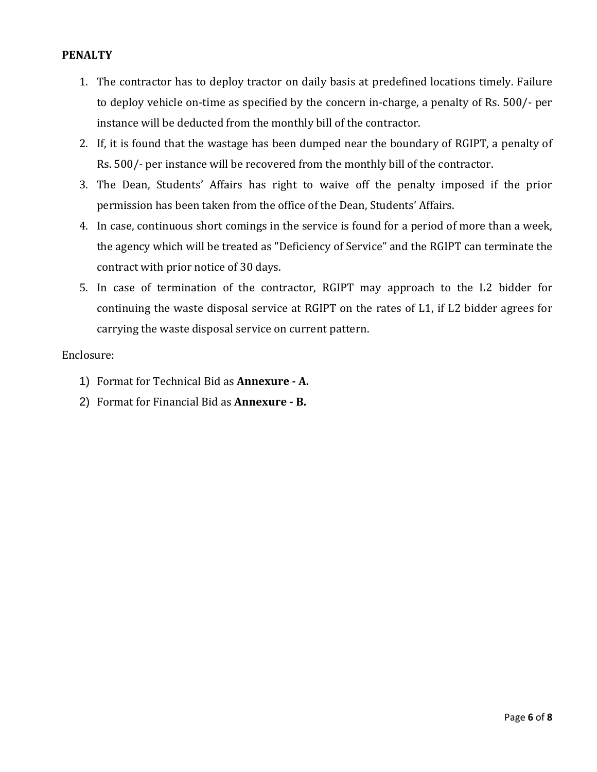**PENALTY**

1. The contractor has to deploy tractor on daily basis at predefined locations timely. Failure to deploy vehicle on-time as specified by the concern in-charge, a penalty of Rs. 500/- per instance will be deducted from the monthly bill of the contractor.
2. If, it is found that the wastage has been dumped near the boundary of RGIPT, a penalty of Rs. 500/- per instance will be recovered from the monthly bill of the contractor.
3. The Dean, Students' Affairs has right to waive off the penalty imposed if the prior permission has been taken from the office of the Dean, Students' Affairs.
4. In case, continuous short comings in the service is found for a period of more than a week, the agency which will be treated as "Deficiency of Service" and the RGIPT can terminate the contract with prior notice of 30 days.
5. In case of termination of the contractor, RGIPT may approach to the L2 bidder for continuing the waste disposal service at RGIPT on the rates of L1, if L2 bidder agrees for carrying the waste disposal service on current pattern.

Enclosure:

1) Format for Technical Bid as **Annexure - A.**
2) Format for Financial Bid as **Annexure - B.**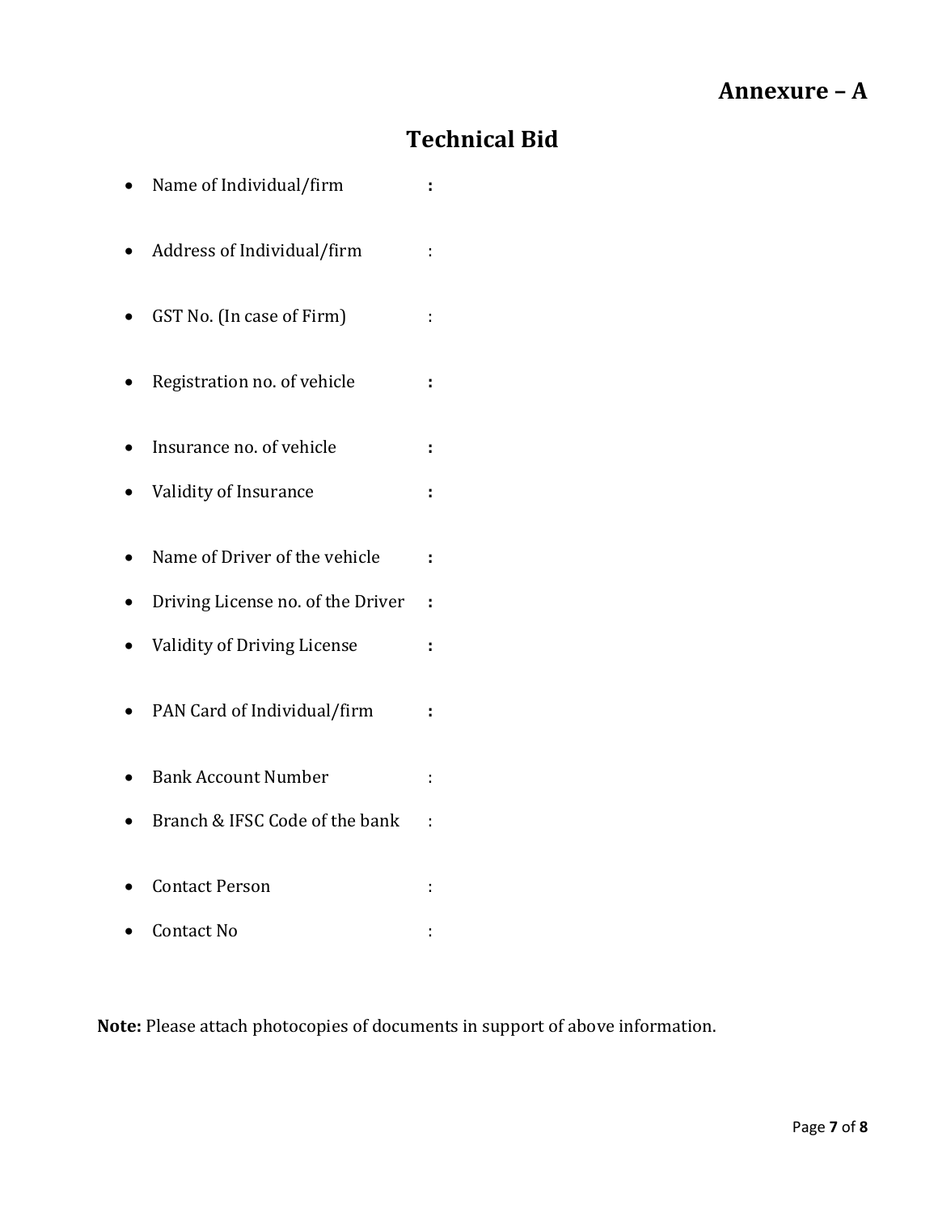**Annexure – A**

# Technical Bid

- Name of Individual/firm :
- Address of Individual/firm :
- GST No. (In case of Firm) :
- Registration no. of vehicle :
- Insurance no. of vehicle :
- Validity of Insurance :
- Name of Driver of the vehicle :
- Driving License no. of the Driver :
- Validity of Driving License :
- PAN Card of Individual/firm :
- Bank Account Number :
- Branch & IFSC Code of the bank :
- Contact Person :
- Contact No :

**Note:** Please attach photocopies of documents in support of above information.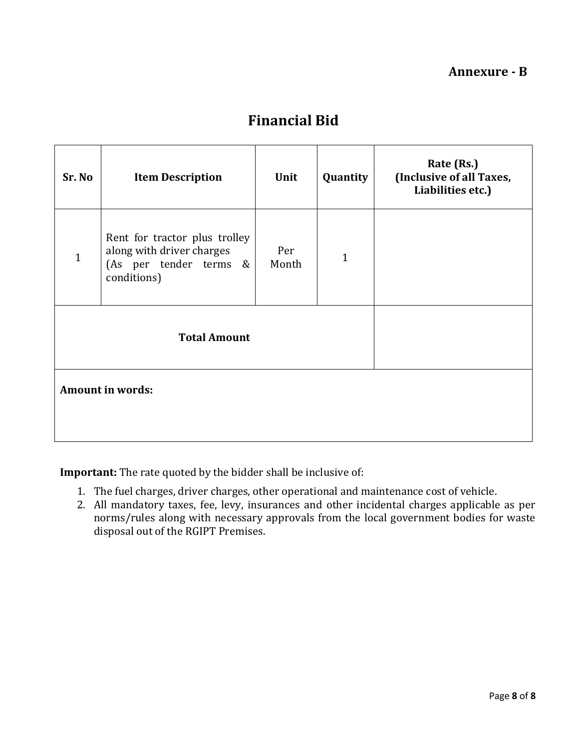**Annexure - B**

# Financial Bid

| Sr. No | Item Description | Unit | Quantity | Rate (Rs.) (Inclusive of all Taxes, Liabilities etc.) |
|---|---|---|---|---|
| 1 | Rent for tractor plus trolley along with driver charges (As per tender terms & conditions) | Per Month | 1 | |
| **Total Amount** | | | | |
| **Amount in words:** | | | | |

**Important:** The rate quoted by the bidder shall be inclusive of:

1. The fuel charges, driver charges, other operational and maintenance cost of vehicle.
2. All mandatory taxes, fee, levy, insurances and other incidental charges applicable as per norms/rules along with necessary approvals from the local government bodies for waste disposal out of the RGIPT Premises.